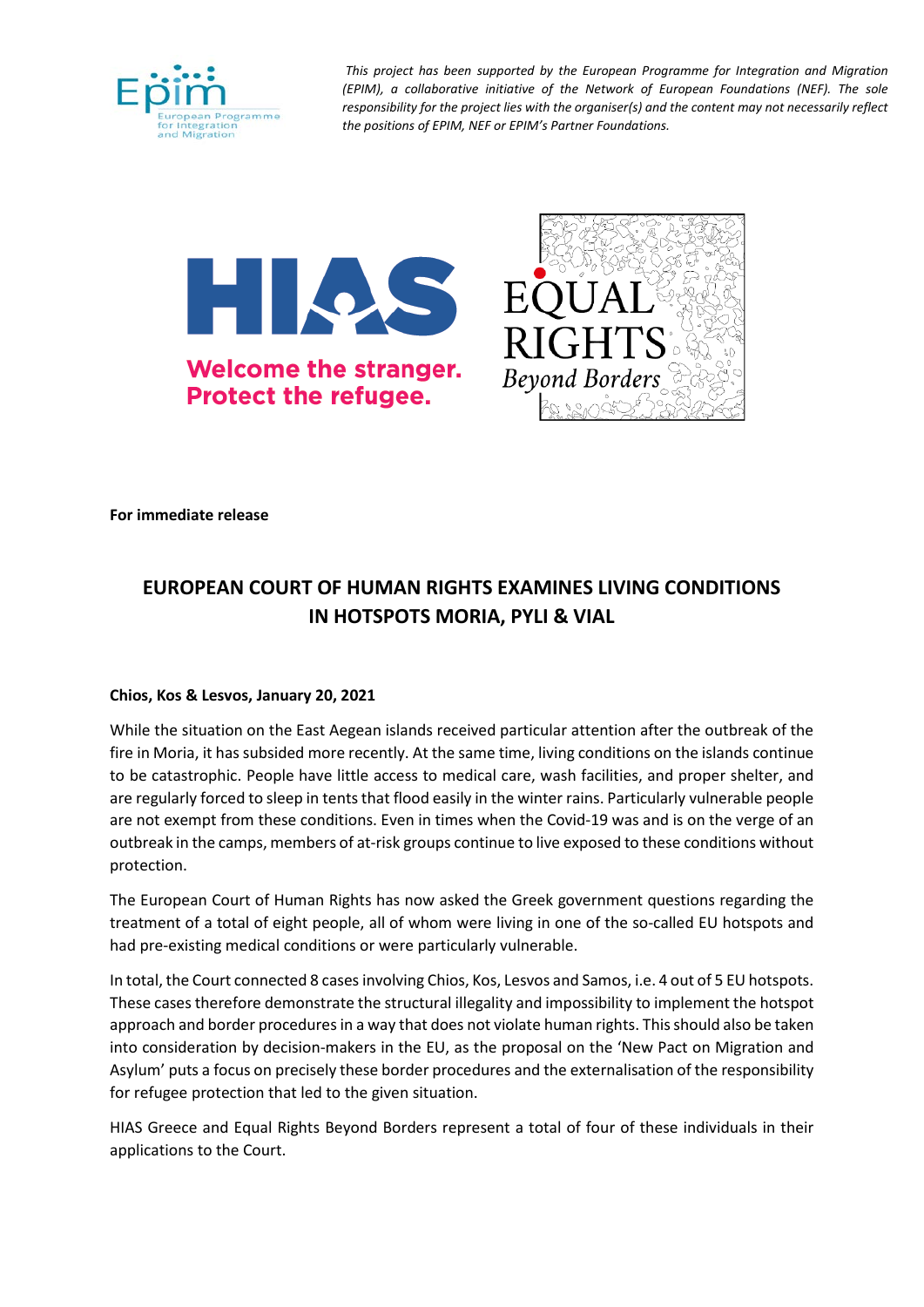*This project has been supported by the European Programme for Integration and Migration (EPIM), a collaborative initiative of the Network of European Foundations (NEF). The sole responsibility for the project lies with the organiser(s) and the content may not necessarily reflect the positions of EPIM, NEF or EPIM's Partner Foundations.*

**For immediate release**

## EUROPEAN COURT OF HUMAN RIGHTS EXAMINES LIVING CONDITIONS IN HOTSPOTS MORIA, PYLI & VIAL

**Chios, Kos & Lesvos, January 20, 2021**

While the situation on the East Aegean islands received particular attention after the outbreak of the fire in Moria, it has subsided more recently. At the same time, living conditions on the islands continue to be catastrophic. People have little access to medical care, wash facilities, and proper shelter, and are regularly forced to sleep in tents that flood easily in the winter rains. Particularly vulnerable people are not exempt from these conditions. Even in times when the Covid-19 was and is on the verge of an outbreak in the camps, members of at-risk groups continue to live exposed to these conditions without protection.

The European Court of Human Rights has now asked the Greek government questions regarding the treatment of a total of eight people, all of whom were living in one of the so-called EU hotspots and had pre-existing medical conditions or were particularly vulnerable.

In total, the Court connected 8 cases involving Chios, Kos, Lesvos and Samos, i.e. 4 out of 5 EU hotspots. These cases therefore demonstrate the structural illegality and impossibility to implement the hotspot approach and border procedures in a way that does not violate human rights. This should also be taken into consideration by decision-makers in the EU, as the proposal on the 'New Pact on Migration and Asylum' puts a focus on precisely these border procedures and the externalisation of the responsibility for refugee protection that led to the given situation.

HIAS Greece and Equal Rights Beyond Borders represent a total of four of these individuals in their applications to the Court.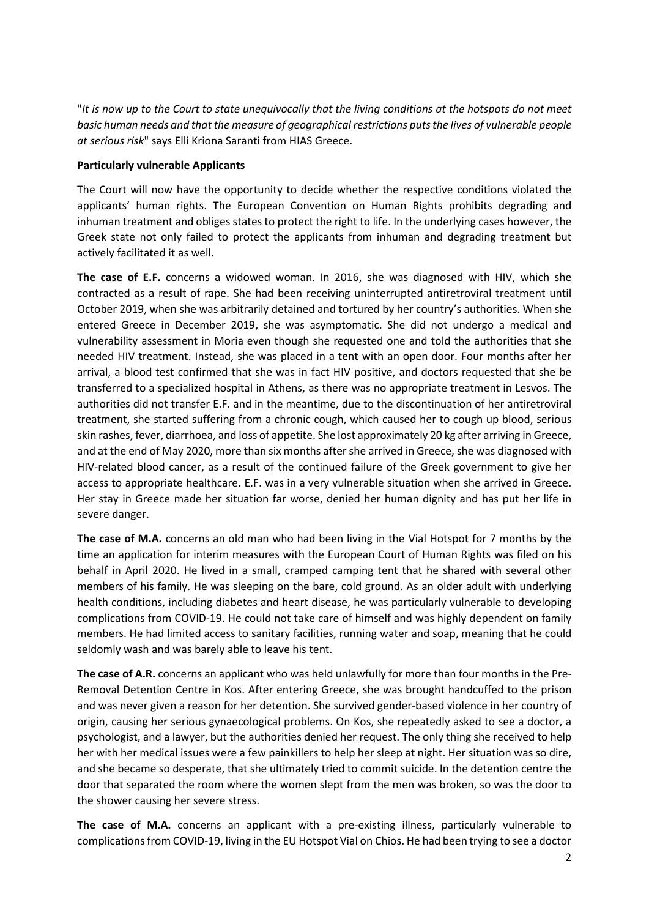"*It is now up to the Court to state unequivocally that the living conditions at the hotspots do not meet basic human needs and that the measure of geographical restrictions puts the lives of vulnerable people at serious risk*" says Elli Kriona Saranti from HIAS Greece.

**Particularly vulnerable Applicants**

The Court will now have the opportunity to decide whether the respective conditions violated the applicants' human rights. The European Convention on Human Rights prohibits degrading and inhuman treatment and obliges states to protect the right to life. In the underlying cases however, the Greek state not only failed to protect the applicants from inhuman and degrading treatment but actively facilitated it as well.

**The case of E.F.** concerns a widowed woman. In 2016, she was diagnosed with HIV, which she contracted as a result of rape. She had been receiving uninterrupted antiretroviral treatment until October 2019, when she was arbitrarily detained and tortured by her country's authorities. When she entered Greece in December 2019, she was asymptomatic. She did not undergo a medical and vulnerability assessment in Moria even though she requested one and told the authorities that she needed HIV treatment. Instead, she was placed in a tent with an open door. Four months after her arrival, a blood test confirmed that she was in fact HIV positive, and doctors requested that she be transferred to a specialized hospital in Athens, as there was no appropriate treatment in Lesvos. The authorities did not transfer E.F. and in the meantime, due to the discontinuation of her antiretroviral treatment, she started suffering from a chronic cough, which caused her to cough up blood, serious skin rashes, fever, diarrhoea, and loss of appetite. She lost approximately 20 kg after arriving in Greece, and at the end of May 2020, more than six months after she arrived in Greece, she was diagnosed with HIV-related blood cancer, as a result of the continued failure of the Greek government to give her access to appropriate healthcare. E.F. was in a very vulnerable situation when she arrived in Greece. Her stay in Greece made her situation far worse, denied her human dignity and has put her life in severe danger.

**The case of M.A.** concerns an old man who had been living in the Vial Hotspot for 7 months by the time an application for interim measures with the European Court of Human Rights was filed on his behalf in April 2020. He lived in a small, cramped camping tent that he shared with several other members of his family. He was sleeping on the bare, cold ground. As an older adult with underlying health conditions, including diabetes and heart disease, he was particularly vulnerable to developing complications from COVID-19. He could not take care of himself and was highly dependent on family members. He had limited access to sanitary facilities, running water and soap, meaning that he could seldomly wash and was barely able to leave his tent.

**The case of A.R.** concerns an applicant who was held unlawfully for more than four months in the Pre-Removal Detention Centre in Kos. After entering Greece, she was brought handcuffed to the prison and was never given a reason for her detention. She survived gender-based violence in her country of origin, causing her serious gynaecological problems. On Kos, she repeatedly asked to see a doctor, a psychologist, and a lawyer, but the authorities denied her request. The only thing she received to help her with her medical issues were a few painkillers to help her sleep at night. Her situation was so dire, and she became so desperate, that she ultimately tried to commit suicide. In the detention centre the door that separated the room where the women slept from the men was broken, so was the door to the shower causing her severe stress.

**The case of M.A.** concerns an applicant with a pre-existing illness, particularly vulnerable to complications from COVID-19, living in the EU Hotspot Vial on Chios. He had been trying to see a doctor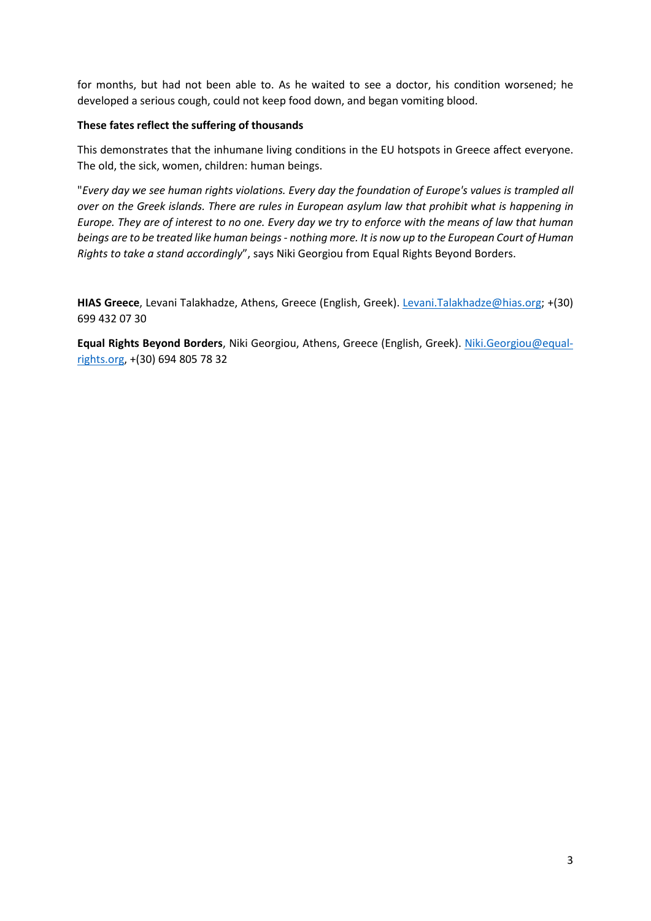for months, but had not been able to. As he waited to see a doctor, his condition worsened; he developed a serious cough, could not keep food down, and began vomiting blood.

**These fates reflect the suffering of thousands**

This demonstrates that the inhumane living conditions in the EU hotspots in Greece affect everyone. The old, the sick, women, children: human beings.

"*Every day we see human rights violations. Every day the foundation of Europe's values is trampled all over on the Greek islands. There are rules in European asylum law that prohibit what is happening in Europe. They are of interest to no one. Every day we try to enforce with the means of law that human beings are to be treated like human beings - nothing more. It is now up to the European Court of Human Rights to take a stand accordingly*", says Niki Georgiou from Equal Rights Beyond Borders.

**HIAS Greece**, Levani Talakhadze, Athens, Greece (English, Greek). Levani.Talakhadze@hias.org; +(30) 699 432 07 30

**Equal Rights Beyond Borders**, Niki Georgiou, Athens, Greece (English, Greek). Niki.Georgiou@equal-rights.org, +(30) 694 805 78 32